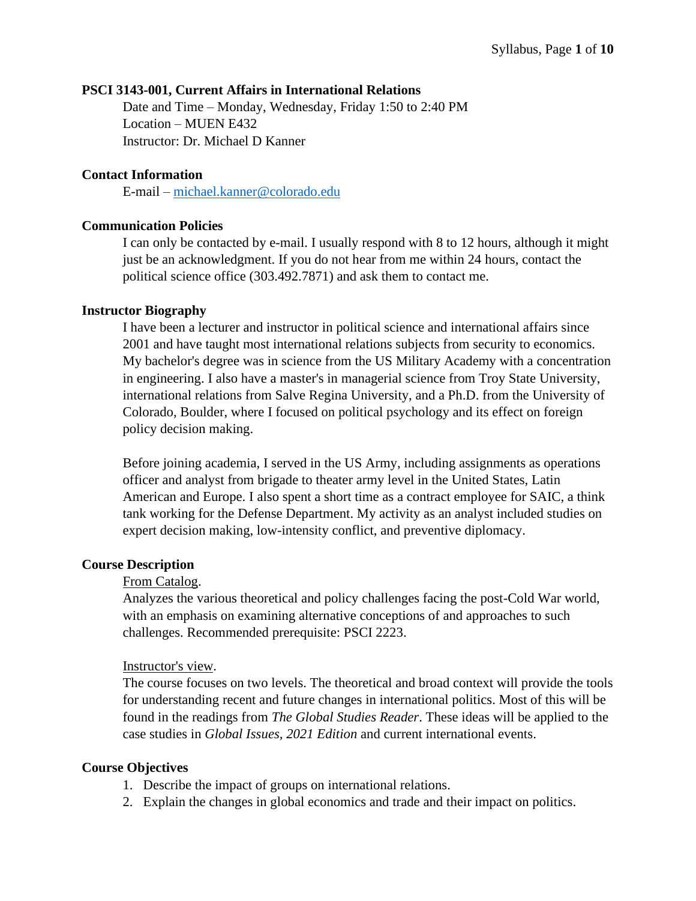**PSCI 3143-001, Current Affairs in International Relations**

Date and Time – Monday, Wednesday, Friday 1:50 to 2:40 PM
Location – MUEN E432
Instructor: Dr. Michael D Kanner

**Contact Information**

E-mail – michael.kanner@colorado.edu

**Communication Policies**

I can only be contacted by e-mail. I usually respond with 8 to 12 hours, although it might just be an acknowledgment. If you do not hear from me within 24 hours, contact the political science office (303.492.7871) and ask them to contact me.

**Instructor Biography**

I have been a lecturer and instructor in political science and international affairs since 2001 and have taught most international relations subjects from security to economics. My bachelor's degree was in science from the US Military Academy with a concentration in engineering. I also have a master's in managerial science from Troy State University, international relations from Salve Regina University, and a Ph.D. from the University of Colorado, Boulder, where I focused on political psychology and its effect on foreign policy decision making.

Before joining academia, I served in the US Army, including assignments as operations officer and analyst from brigade to theater army level in the United States, Latin American and Europe. I also spent a short time as a contract employee for SAIC, a think tank working for the Defense Department. My activity as an analyst included studies on expert decision making, low-intensity conflict, and preventive diplomacy.

**Course Description**

From Catalog.

Analyzes the various theoretical and policy challenges facing the post-Cold War world, with an emphasis on examining alternative conceptions of and approaches to such challenges. Recommended prerequisite: PSCI 2223.

Instructor's view.

The course focuses on two levels. The theoretical and broad context will provide the tools for understanding recent and future changes in international politics. Most of this will be found in the readings from *The Global Studies Reader*. These ideas will be applied to the case studies in *Global Issues, 2021 Edition* and current international events.

**Course Objectives**

1. Describe the impact of groups on international relations.
2. Explain the changes in global economics and trade and their impact on politics.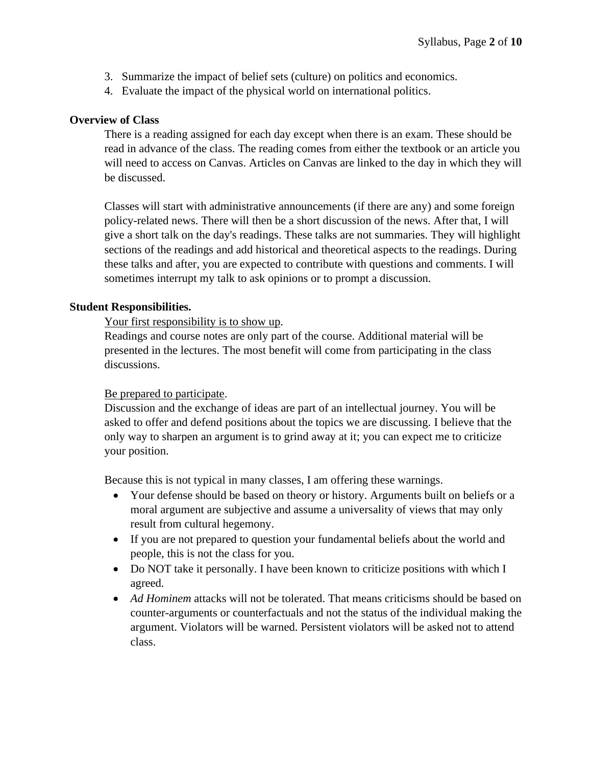3. Summarize the impact of belief sets (culture) on politics and economics.
4. Evaluate the impact of the physical world on international politics.

**Overview of Class**

There is a reading assigned for each day except when there is an exam. These should be read in advance of the class. The reading comes from either the textbook or an article you will need to access on Canvas. Articles on Canvas are linked to the day in which they will be discussed.

Classes will start with administrative announcements (if there are any) and some foreign policy-related news. There will then be a short discussion of the news. After that, I will give a short talk on the day's readings. These talks are not summaries. They will highlight sections of the readings and add historical and theoretical aspects to the readings. During these talks and after, you are expected to contribute with questions and comments. I will sometimes interrupt my talk to ask opinions or to prompt a discussion.

**Student Responsibilities.**

<u>Your first responsibility is to show up</u>.
Readings and course notes are only part of the course. Additional material will be presented in the lectures. The most benefit will come from participating in the class discussions.

<u>Be prepared to participate</u>.
Discussion and the exchange of ideas are part of an intellectual journey. You will be asked to offer and defend positions about the topics we are discussing. I believe that the only way to sharpen an argument is to grind away at it; you can expect me to criticize your position.

Because this is not typical in many classes, I am offering these warnings.

- Your defense should be based on theory or history. Arguments built on beliefs or a moral argument are subjective and assume a universality of views that may only result from cultural hegemony.
- If you are not prepared to question your fundamental beliefs about the world and people, this is not the class for you.
- Do NOT take it personally. I have been known to criticize positions with which I agreed.
- *Ad Hominem* attacks will not be tolerated. That means criticisms should be based on counter-arguments or counterfactuals and not the status of the individual making the argument. Violators will be warned. Persistent violators will be asked not to attend class.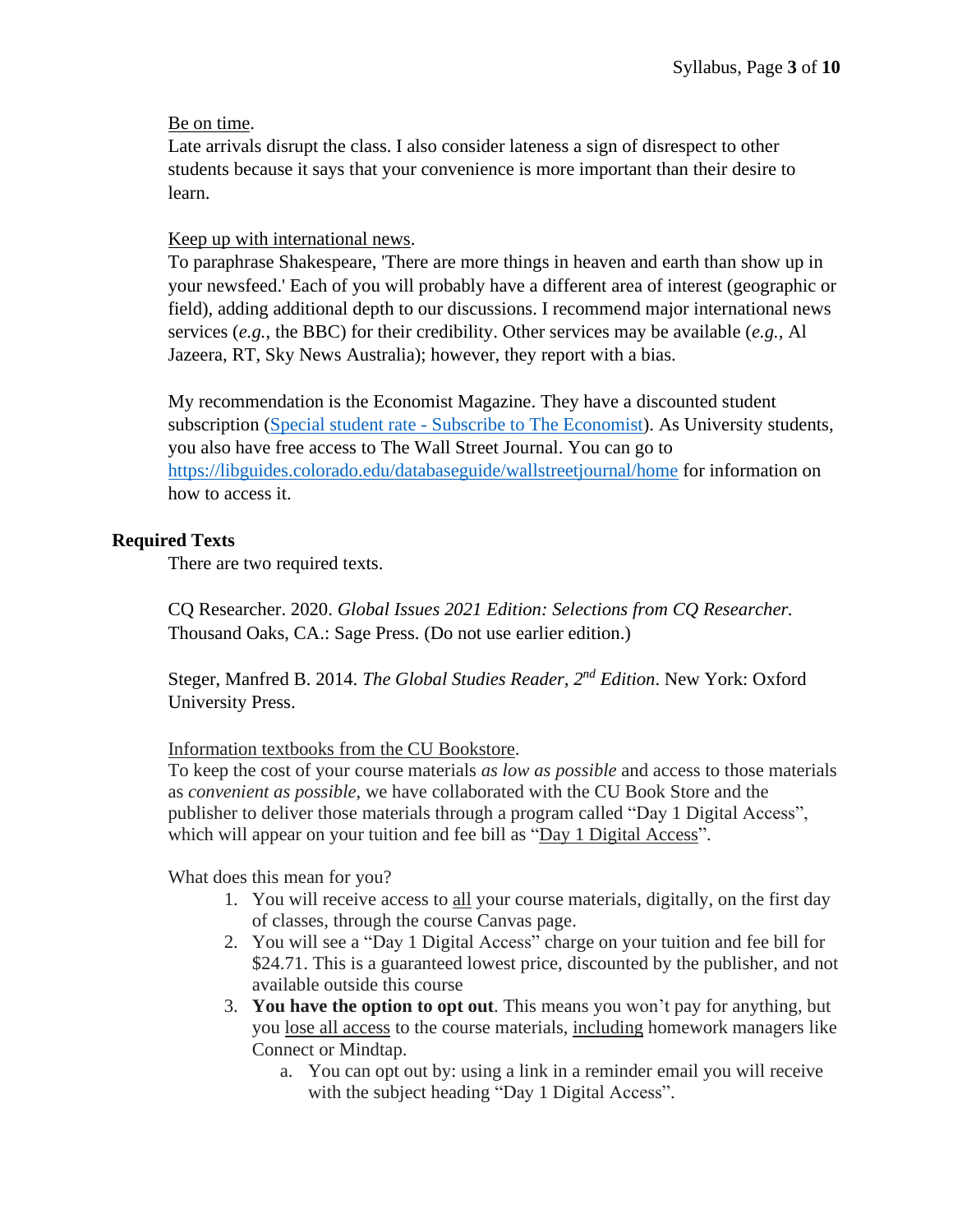Be on time.

Late arrivals disrupt the class. I also consider lateness a sign of disrespect to other students because it says that your convenience is more important than their desire to learn.

Keep up with international news.

To paraphrase Shakespeare, 'There are more things in heaven and earth than show up in your newsfeed.' Each of you will probably have a different area of interest (geographic or field), adding additional depth to our discussions. I recommend major international news services (*e.g.*, the BBC) for their credibility. Other services may be available (*e.g.*, Al Jazeera, RT, Sky News Australia); however, they report with a bias.

My recommendation is the Economist Magazine. They have a discounted student subscription (Special student rate - Subscribe to The Economist). As University students, you also have free access to The Wall Street Journal. You can go to https://libguides.colorado.edu/databaseguide/wallstreetjournal/home for information on how to access it.

## Required Texts

There are two required texts.

CQ Researcher. 2020. *Global Issues 2021 Edition: Selections from CQ Researcher.* Thousand Oaks, CA.: Sage Press. (Do not use earlier edition.)

Steger, Manfred B. 2014. *The Global Studies Reader, 2nd Edition*. New York: Oxford University Press.

Information textbooks from the CU Bookstore.

To keep the cost of your course materials *as low as possible* and access to those materials as *convenient as possible*, we have collaborated with the CU Book Store and the publisher to deliver those materials through a program called "Day 1 Digital Access", which will appear on your tuition and fee bill as "Day 1 Digital Access".

What does this mean for you?

1. You will receive access to all your course materials, digitally, on the first day of classes, through the course Canvas page.
2. You will see a "Day 1 Digital Access" charge on your tuition and fee bill for $24.71. This is a guaranteed lowest price, discounted by the publisher, and not available outside this course
3. **You have the option to opt out**. This means you won't pay for anything, but you lose all access to the course materials, including homework managers like Connect or Mindtap.
    a. You can opt out by: using a link in a reminder email you will receive with the subject heading "Day 1 Digital Access".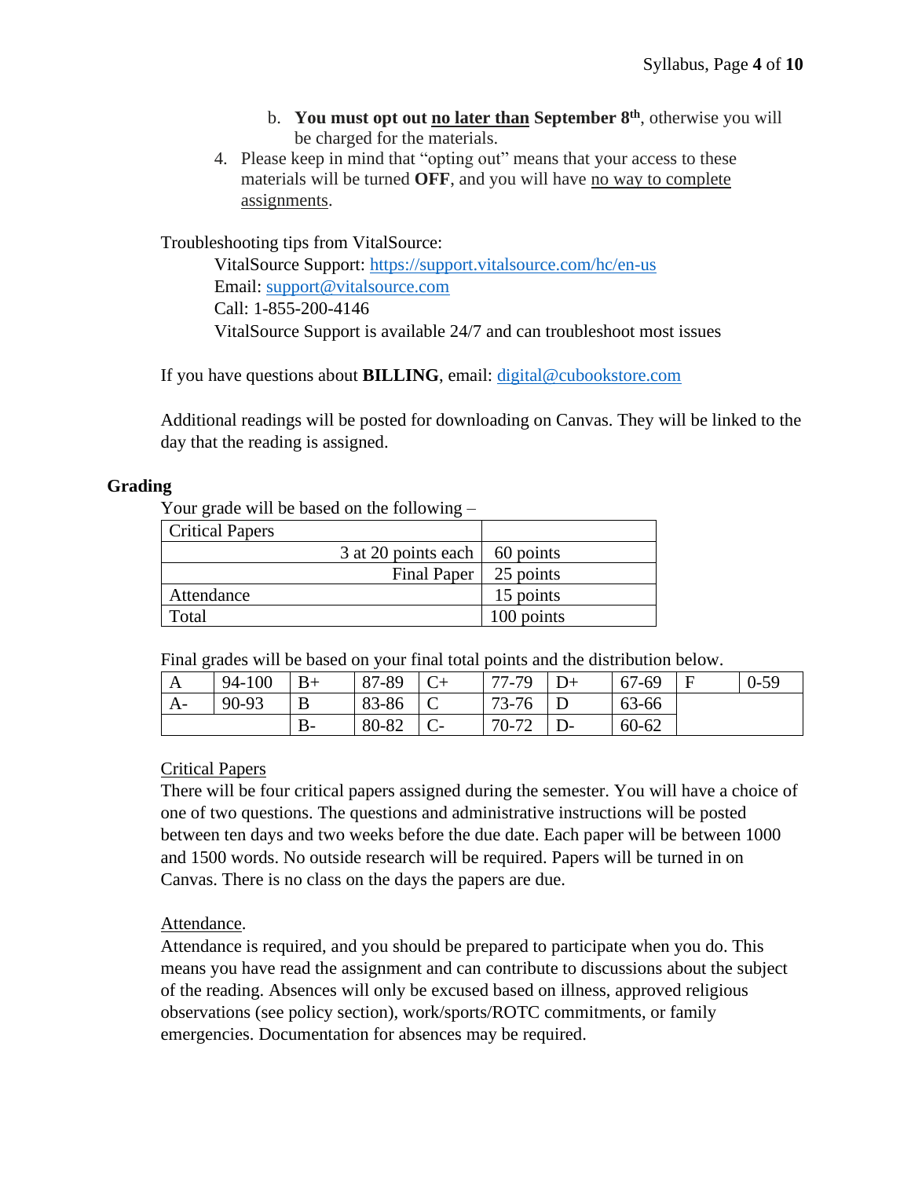b. **You must opt out <u>no later than</u> September 8th**, otherwise you will be charged for the materials.

4. Please keep in mind that "opting out" means that your access to these materials will be turned **OFF**, and you will have <u>no way to complete assignments</u>.

Troubleshooting tips from VitalSource:

VitalSource Support: https://support.vitalsource.com/hc/en-us
Email: support@vitalsource.com
Call: 1-855-200-4146
VitalSource Support is available 24/7 and can troubleshoot most issues

If you have questions about **BILLING**, email: digital@cubookstore.com

Additional readings will be posted for downloading on Canvas. They will be linked to the day that the reading is assigned.

## Grading

Your grade will be based on the following –

| Critical Papers | |
|---|---|
| 3 at 20 points each | 60 points |
| Final Paper | 25 points |
| Attendance | 15 points |
| Total | 100 points |

Final grades will be based on your final total points and the distribution below.

| A | 94-100 | B+ | 87-89 | C+ | 77-79 | D+ | 67-69 | F | 0-59 |
|---|---|---|---|---|---|---|---|---|---|
| A- | 90-93 | B | 83-86 | C | 73-76 | D | 63-66 | | |
| | | B- | 80-82 | C- | 70-72 | D- | 60-62 | | |

<u>Critical Papers</u>

There will be four critical papers assigned during the semester. You will have a choice of one of two questions. The questions and administrative instructions will be posted between ten days and two weeks before the due date. Each paper will be between 1000 and 1500 words. No outside research will be required. Papers will be turned in on Canvas. There is no class on the days the papers are due.

<u>Attendance</u>.

Attendance is required, and you should be prepared to participate when you do. This means you have read the assignment and can contribute to discussions about the subject of the reading. Absences will only be excused based on illness, approved religious observations (see policy section), work/sports/ROTC commitments, or family emergencies. Documentation for absences may be required.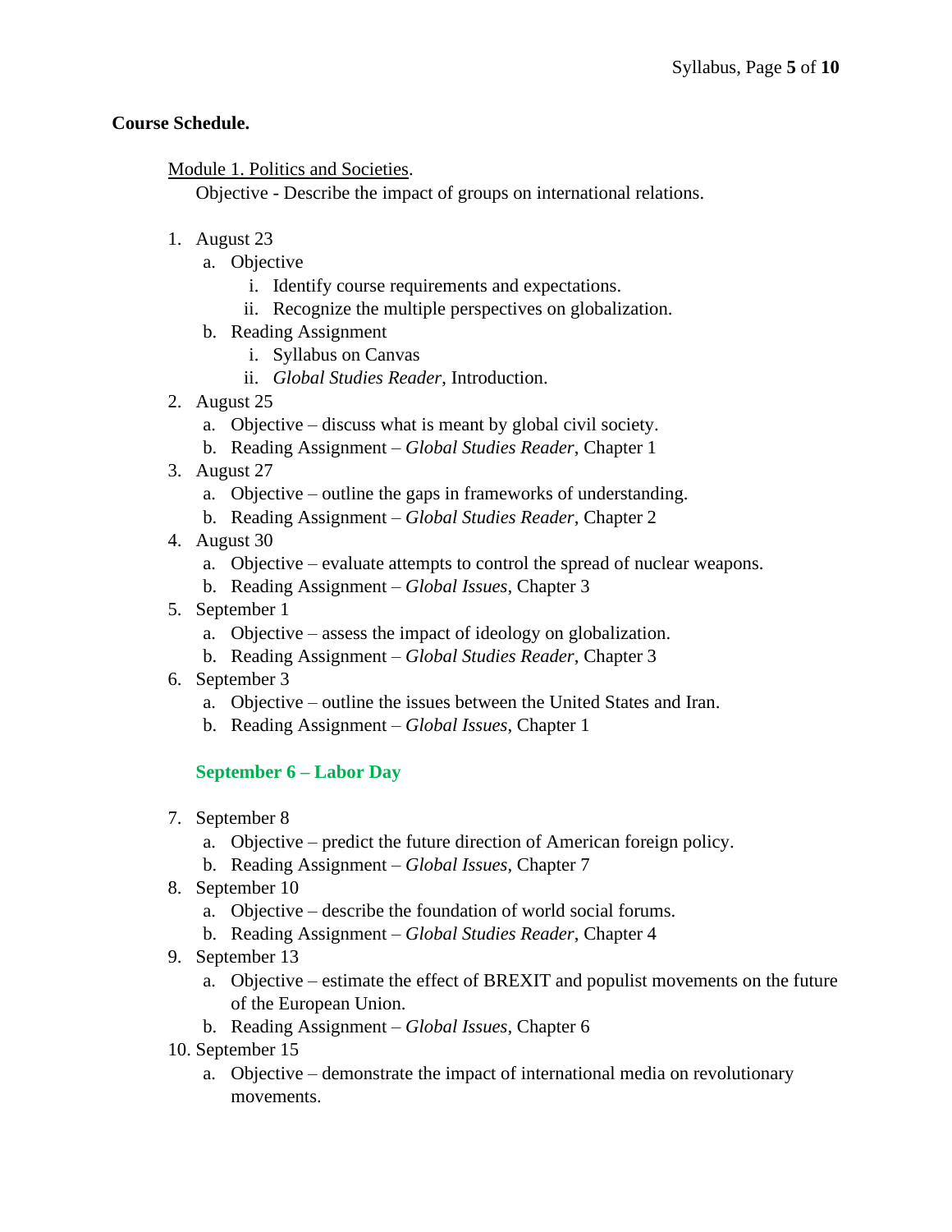**Course Schedule.**

<u>Module 1. Politics and Societies</u>.

Objective - Describe the impact of groups on international relations.

1. August 23
   a. Objective
      i. Identify course requirements and expectations.
      ii. Recognize the multiple perspectives on globalization.
   b. Reading Assignment
      i. Syllabus on Canvas
      ii. *Global Studies Reader*, Introduction.
2. August 25
   a. Objective – discuss what is meant by global civil society.
   b. Reading Assignment – *Global Studies Reader*, Chapter 1
3. August 27
   a. Objective – outline the gaps in frameworks of understanding.
   b. Reading Assignment – *Global Studies Reader*, Chapter 2
4. August 30
   a. Objective – evaluate attempts to control the spread of nuclear weapons.
   b. Reading Assignment – *Global Issues*, Chapter 3
5. September 1
   a. Objective – assess the impact of ideology on globalization.
   b. Reading Assignment – *Global Studies Reader*, Chapter 3
6. September 3
   a. Objective – outline the issues between the United States and Iran.
   b. Reading Assignment – *Global Issues*, Chapter 1

**September 6 – Labor Day**

7. September 8
   a. Objective – predict the future direction of American foreign policy.
   b. Reading Assignment – *Global Issues*, Chapter 7
8. September 10
   a. Objective – describe the foundation of world social forums.
   b. Reading Assignment – *Global Studies Reader*, Chapter 4
9. September 13
   a. Objective – estimate the effect of BREXIT and populist movements on the future of the European Union.
   b. Reading Assignment – *Global Issues*, Chapter 6
10. September 15
    a. Objective – demonstrate the impact of international media on revolutionary movements.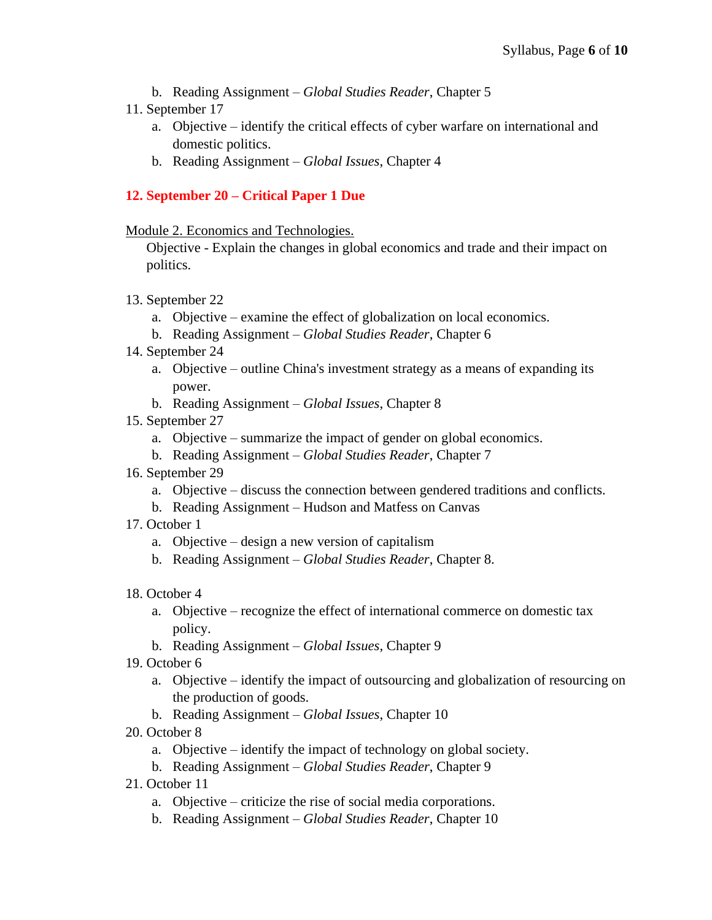b. Reading Assignment – *Global Studies Reader*, Chapter 5

11. September 17
    a. Objective – identify the critical effects of cyber warfare on international and domestic politics.
    b. Reading Assignment – *Global Issues*, Chapter 4

**12. September 20 – Critical Paper 1 Due**

<u>Module 2. Economics and Technologies.</u>

Objective - Explain the changes in global economics and trade and their impact on politics.

13. September 22
    a. Objective – examine the effect of globalization on local economics.
    b. Reading Assignment – *Global Studies Reader*, Chapter 6
14. September 24
    a. Objective – outline China's investment strategy as a means of expanding its power.
    b. Reading Assignment – *Global Issues*, Chapter 8
15. September 27
    a. Objective – summarize the impact of gender on global economics.
    b. Reading Assignment – *Global Studies Reader*, Chapter 7
16. September 29
    a. Objective – discuss the connection between gendered traditions and conflicts.
    b. Reading Assignment – Hudson and Matfess on Canvas
17. October 1
    a. Objective – design a new version of capitalism
    b. Reading Assignment – *Global Studies Reader*, Chapter 8.
18. October 4
    a. Objective – recognize the effect of international commerce on domestic tax policy.
    b. Reading Assignment – *Global Issues*, Chapter 9
19. October 6
    a. Objective – identify the impact of outsourcing and globalization of resourcing on the production of goods.
    b. Reading Assignment – *Global Issues*, Chapter 10
20. October 8
    a. Objective – identify the impact of technology on global society.
    b. Reading Assignment – *Global Studies Reader*, Chapter 9
21. October 11
    a. Objective – criticize the rise of social media corporations.
    b. Reading Assignment – *Global Studies Reader*, Chapter 10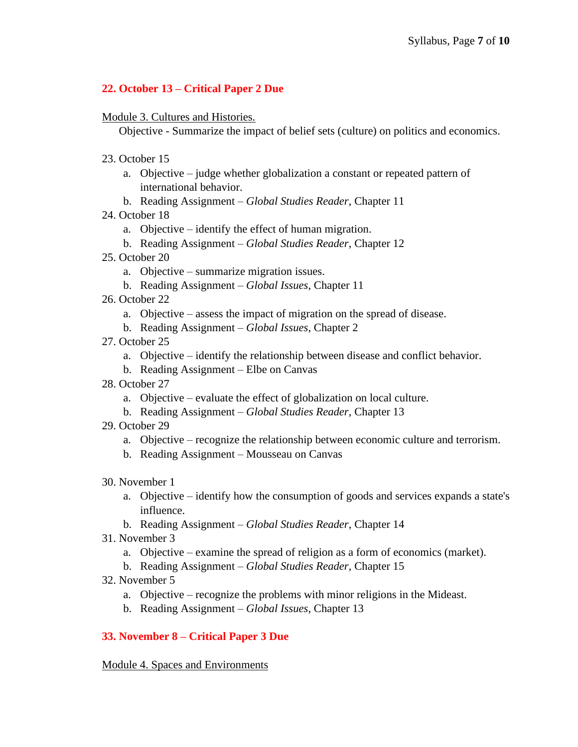**22. October 13 – Critical Paper 2 Due**

Module 3. Cultures and Histories.

Objective - Summarize the impact of belief sets (culture) on politics and economics.

23. October 15
    a. Objective – judge whether globalization a constant or repeated pattern of international behavior.
    b. Reading Assignment – *Global Studies Reader*, Chapter 11
24. October 18
    a. Objective – identify the effect of human migration.
    b. Reading Assignment – *Global Studies Reader*, Chapter 12
25. October 20
    a. Objective – summarize migration issues.
    b. Reading Assignment – *Global Issues*, Chapter 11
26. October 22
    a. Objective – assess the impact of migration on the spread of disease.
    b. Reading Assignment – *Global Issues*, Chapter 2
27. October 25
    a. Objective – identify the relationship between disease and conflict behavior.
    b. Reading Assignment – Elbe on Canvas
28. October 27
    a. Objective – evaluate the effect of globalization on local culture.
    b. Reading Assignment – *Global Studies Reader*, Chapter 13
29. October 29
    a. Objective – recognize the relationship between economic culture and terrorism.
    b. Reading Assignment – Mousseau on Canvas
30. November 1
    a. Objective – identify how the consumption of goods and services expands a state's influence.
    b. Reading Assignment – *Global Studies Reader*, Chapter 14
31. November 3
    a. Objective – examine the spread of religion as a form of economics (market).
    b. Reading Assignment – *Global Studies Reader*, Chapter 15
32. November 5
    a. Objective – recognize the problems with minor religions in the Mideast.
    b. Reading Assignment – *Global Issues*, Chapter 13

**33. November 8 – Critical Paper 3 Due**

Module 4. Spaces and Environments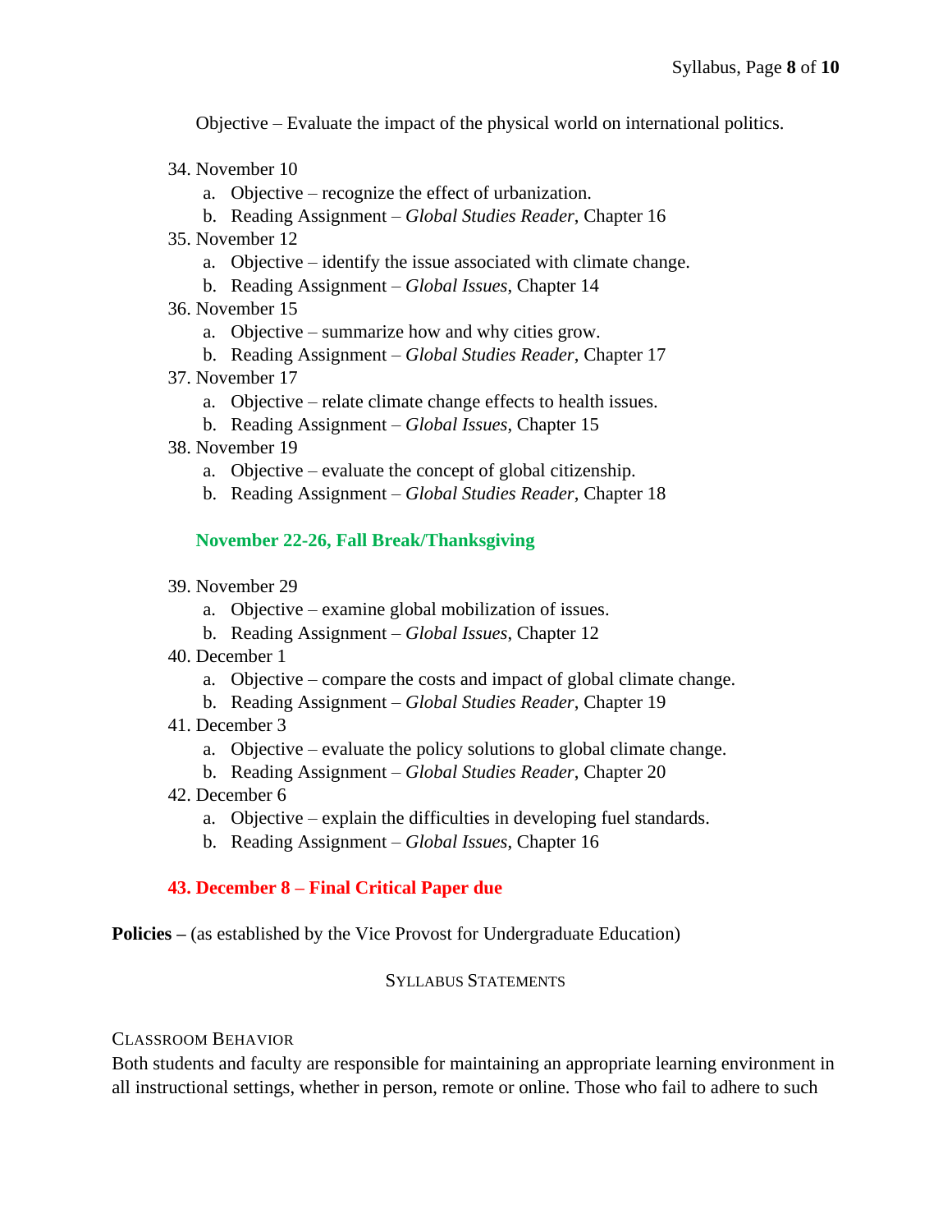Objective – Evaluate the impact of the physical world on international politics.

34. November 10
    a. Objective – recognize the effect of urbanization.
    b. Reading Assignment – *Global Studies Reader*, Chapter 16
35. November 12
    a. Objective – identify the issue associated with climate change.
    b. Reading Assignment – *Global Issues*, Chapter 14
36. November 15
    a. Objective – summarize how and why cities grow.
    b. Reading Assignment – *Global Studies Reader*, Chapter 17
37. November 17
    a. Objective – relate climate change effects to health issues.
    b. Reading Assignment – *Global Issues*, Chapter 15
38. November 19
    a. Objective – evaluate the concept of global citizenship.
    b. Reading Assignment – *Global Studies Reader*, Chapter 18

**November 22-26, Fall Break/Thanksgiving**

39. November 29
    a. Objective – examine global mobilization of issues.
    b. Reading Assignment – *Global Issues*, Chapter 12
40. December 1
    a. Objective – compare the costs and impact of global climate change.
    b. Reading Assignment – *Global Studies Reader*, Chapter 19
41. December 3
    a. Objective – evaluate the policy solutions to global climate change.
    b. Reading Assignment – *Global Studies Reader*, Chapter 20
42. December 6
    a. Objective – explain the difficulties in developing fuel standards.
    b. Reading Assignment – *Global Issues*, Chapter 16

**43. December 8 – Final Critical Paper due**

**Policies –** (as established by the Vice Provost for Undergraduate Education)

## Syllabus Statements

### Classroom Behavior

Both students and faculty are responsible for maintaining an appropriate learning environment in all instructional settings, whether in person, remote or online. Those who fail to adhere to such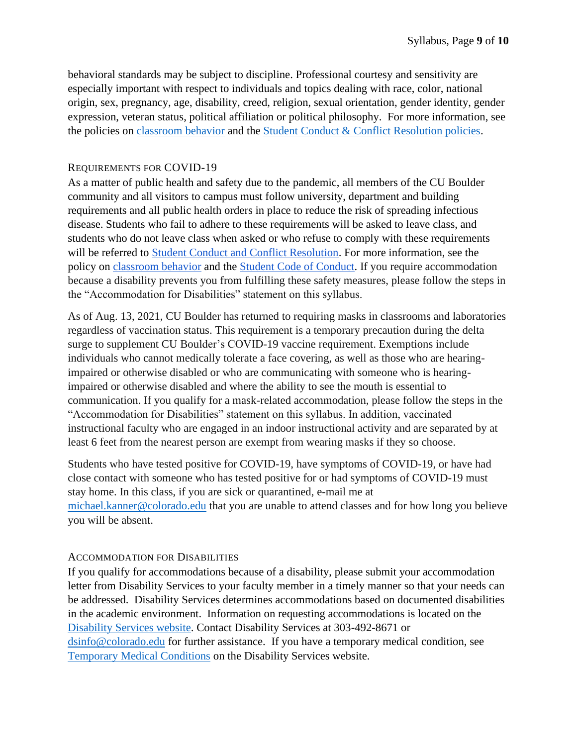behavioral standards may be subject to discipline. Professional courtesy and sensitivity are especially important with respect to individuals and topics dealing with race, color, national origin, sex, pregnancy, age, disability, creed, religion, sexual orientation, gender identity, gender expression, veteran status, political affiliation or political philosophy. For more information, see the policies on [classroom behavior] and the [Student Conduct & Conflict Resolution policies].

### Requirements for COVID-19

As a matter of public health and safety due to the pandemic, all members of the CU Boulder community and all visitors to campus must follow university, department and building requirements and all public health orders in place to reduce the risk of spreading infectious disease. Students who fail to adhere to these requirements will be asked to leave class, and students who do not leave class when asked or who refuse to comply with these requirements will be referred to [Student Conduct and Conflict Resolution]. For more information, see the policy on [classroom behavior] and the [Student Code of Conduct]. If you require accommodation because a disability prevents you from fulfilling these safety measures, please follow the steps in the "Accommodation for Disabilities" statement on this syllabus.

As of Aug. 13, 2021, CU Boulder has returned to requiring masks in classrooms and laboratories regardless of vaccination status. This requirement is a temporary precaution during the delta surge to supplement CU Boulder's COVID-19 vaccine requirement. Exemptions include individuals who cannot medically tolerate a face covering, as well as those who are hearing-impaired or otherwise disabled or who are communicating with someone who is hearing-impaired or otherwise disabled and where the ability to see the mouth is essential to communication. If you qualify for a mask-related accommodation, please follow the steps in the "Accommodation for Disabilities" statement on this syllabus. In addition, vaccinated instructional faculty who are engaged in an indoor instructional activity and are separated by at least 6 feet from the nearest person are exempt from wearing masks if they so choose.

Students who have tested positive for COVID-19, have symptoms of COVID-19, or have had close contact with someone who has tested positive for or had symptoms of COVID-19 must stay home. In this class, if you are sick or quarantined, e-mail me at michael.kanner@colorado.edu that you are unable to attend classes and for how long you believe you will be absent.

### Accommodation for Disabilities

If you qualify for accommodations because of a disability, please submit your accommodation letter from Disability Services to your faculty member in a timely manner so that your needs can be addressed. Disability Services determines accommodations based on documented disabilities in the academic environment. Information on requesting accommodations is located on the [Disability Services website]. Contact Disability Services at 303-492-8671 or dsinfo@colorado.edu for further assistance. If you have a temporary medical condition, see [Temporary Medical Conditions] on the Disability Services website.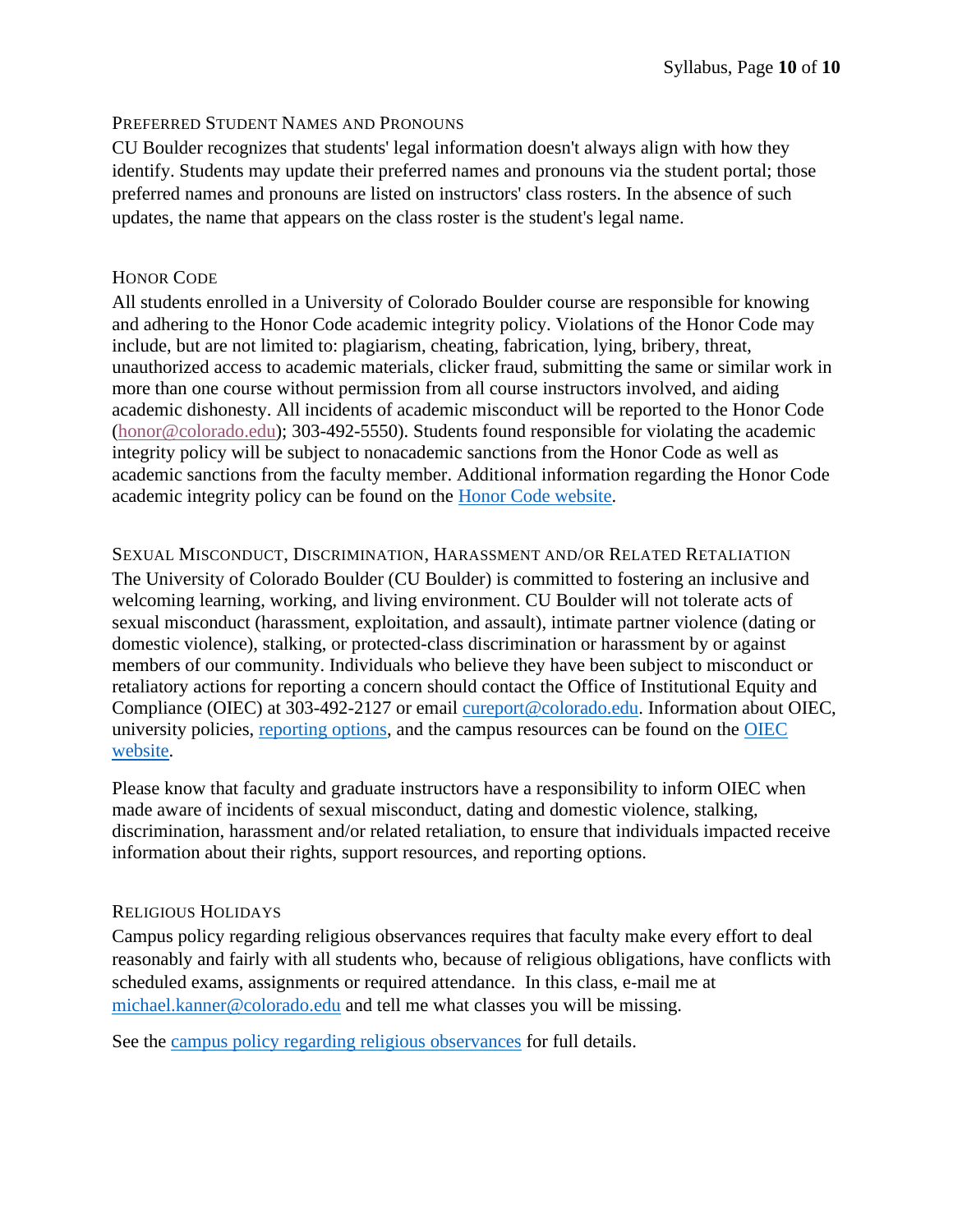### Preferred Student Names and Pronouns

CU Boulder recognizes that students' legal information doesn't always align with how they identify. Students may update their preferred names and pronouns via the student portal; those preferred names and pronouns are listed on instructors' class rosters. In the absence of such updates, the name that appears on the class roster is the student's legal name.

### Honor Code

All students enrolled in a University of Colorado Boulder course are responsible for knowing and adhering to the Honor Code academic integrity policy. Violations of the Honor Code may include, but are not limited to: plagiarism, cheating, fabrication, lying, bribery, threat, unauthorized access to academic materials, clicker fraud, submitting the same or similar work in more than one course without permission from all course instructors involved, and aiding academic dishonesty. All incidents of academic misconduct will be reported to the Honor Code (honor@colorado.edu); 303-492-5550). Students found responsible for violating the academic integrity policy will be subject to nonacademic sanctions from the Honor Code as well as academic sanctions from the faculty member. Additional information regarding the Honor Code academic integrity policy can be found on the Honor Code website.

### Sexual Misconduct, Discrimination, Harassment and/or Related Retaliation

The University of Colorado Boulder (CU Boulder) is committed to fostering an inclusive and welcoming learning, working, and living environment. CU Boulder will not tolerate acts of sexual misconduct (harassment, exploitation, and assault), intimate partner violence (dating or domestic violence), stalking, or protected-class discrimination or harassment by or against members of our community. Individuals who believe they have been subject to misconduct or retaliatory actions for reporting a concern should contact the Office of Institutional Equity and Compliance (OIEC) at 303-492-2127 or email cureport@colorado.edu. Information about OIEC, university policies, reporting options, and the campus resources can be found on the OIEC website.

Please know that faculty and graduate instructors have a responsibility to inform OIEC when made aware of incidents of sexual misconduct, dating and domestic violence, stalking, discrimination, harassment and/or related retaliation, to ensure that individuals impacted receive information about their rights, support resources, and reporting options.

### Religious Holidays

Campus policy regarding religious observances requires that faculty make every effort to deal reasonably and fairly with all students who, because of religious obligations, have conflicts with scheduled exams, assignments or required attendance. In this class, e-mail me at michael.kanner@colorado.edu and tell me what classes you will be missing.

See the campus policy regarding religious observances for full details.